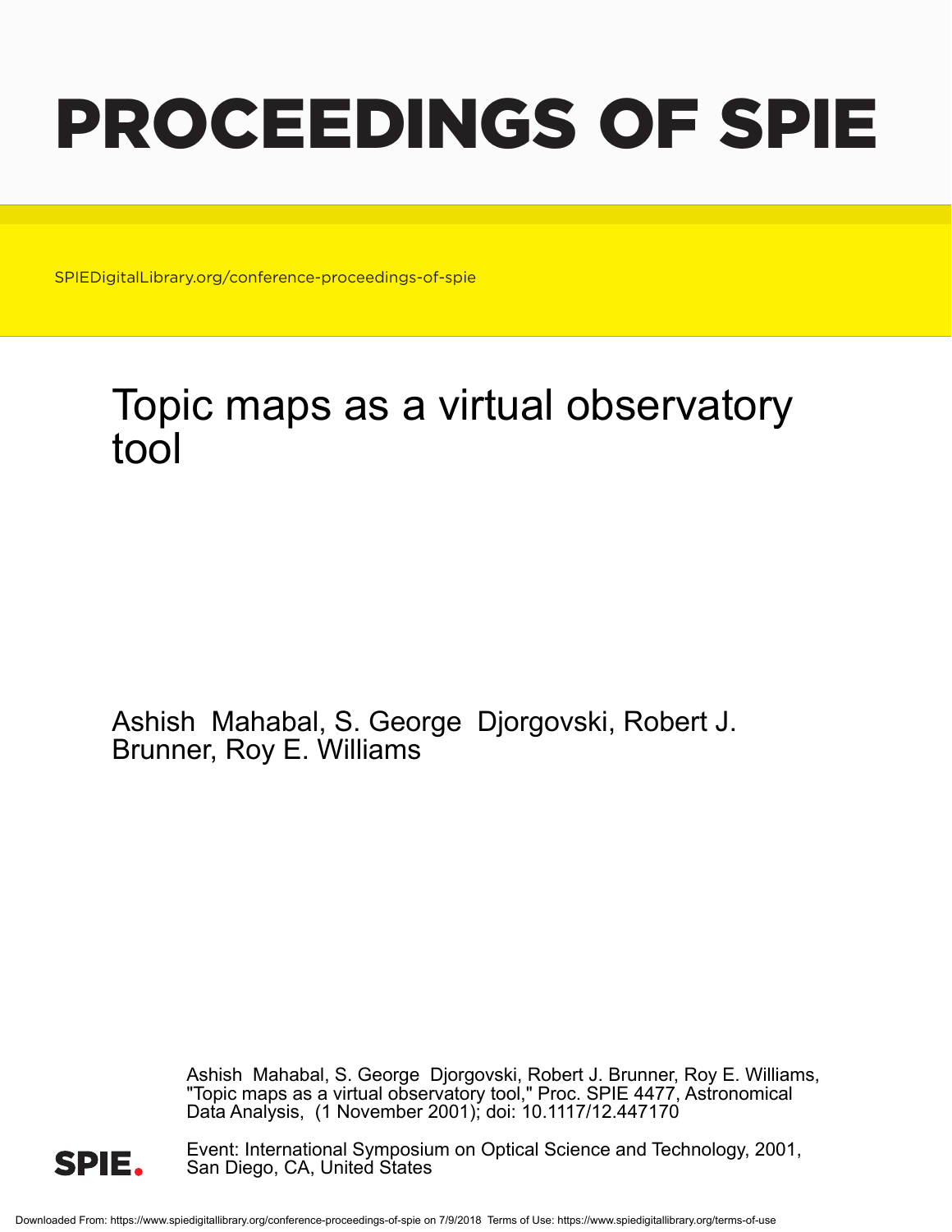# PROCEEDINGS OF SPIE

SPIEDigitalLibrary.org/conference-proceedings-of-spie

# Topic maps as a virtual observatory tool

Ashish Mahabal, S. George Djorgovski, Robert J. Brunner, Roy E. Williams

Ashish Mahabal, S. George Djorgovski, Robert J. Brunner, Roy E. Williams, "Topic maps as a virtual observatory tool," Proc. SPIE 4477, Astronomical Data Analysis, (1 November 2001); doi: 10.1117/12.447170

Event: International Symposium on Optical Science and Technology, 2001, San Diego, CA, United States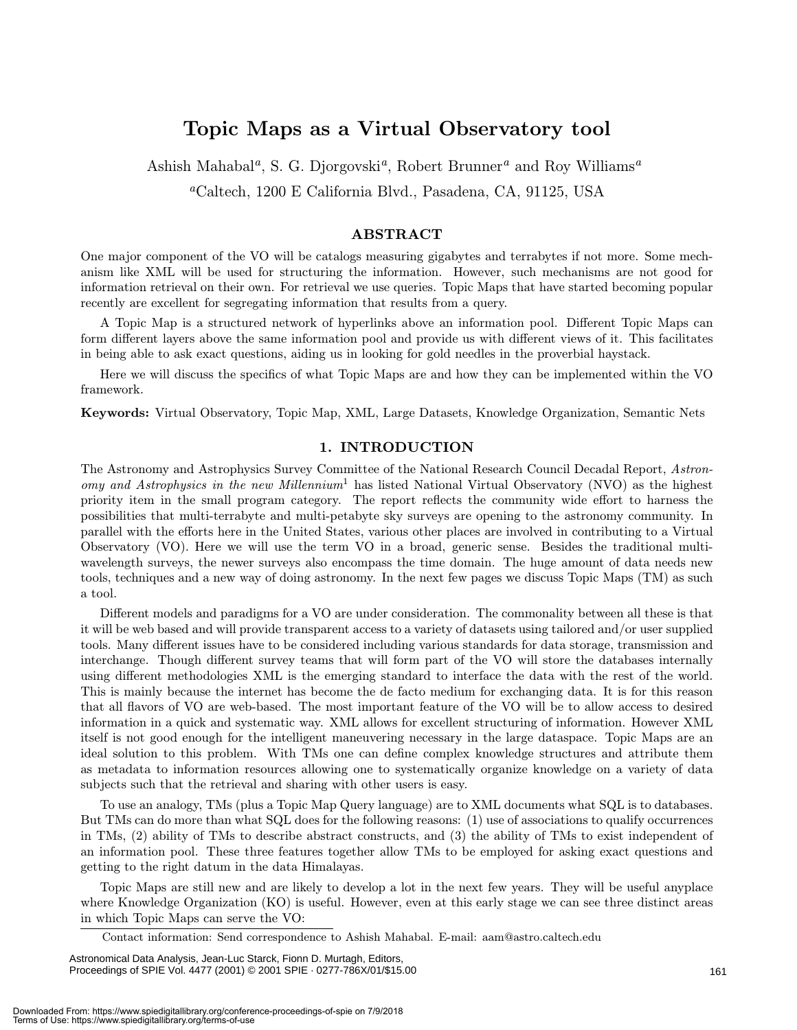# Topic Maps as a Virtual Observatory tool

Ashish Mahabal[a], S. G. Djorgovski[a], Robert Brunner[a] and Roy Williams[a]

[a]Caltech, 1200 E California Blvd., Pasadena, CA, 91125, USA

## ABSTRACT

One major component of the VO will be catalogs measuring gigabytes and terrabytes if not more. Some mechanism like XML will be used for structuring the information. However, such mechanisms are not good for information retrieval on their own. For retrieval we use queries. Topic Maps that have started becoming popular recently are excellent for segregating information that results from a query.

A Topic Map is a structured network of hyperlinks above an information pool. Different Topic Maps can form different layers above the same information pool and provide us with different views of it. This facilitates in being able to ask exact questions, aiding us in looking for gold needles in the proverbial haystack.

Here we will discuss the specifics of what Topic Maps are and how they can be implemented within the VO framework.

**Keywords:** Virtual Observatory, Topic Map, XML, Large Datasets, Knowledge Organization, Semantic Nets

## 1. INTRODUCTION

The Astronomy and Astrophysics Survey Committee of the National Research Council Decadal Report, *Astronomy and Astrophysics in the new Millennium*[1] has listed National Virtual Observatory (NVO) as the highest priority item in the small program category. The report reflects the community wide effort to harness the possibilities that multi-terrabyte and multi-petabyte sky surveys are opening to the astronomy community. In parallel with the efforts here in the United States, various other places are involved in contributing to a Virtual Observatory (VO). Here we will use the term VO in a broad, generic sense. Besides the traditional multi-wavelength surveys, the newer surveys also encompass the time domain. The huge amount of data needs new tools, techniques and a new way of doing astronomy. In the next few pages we discuss Topic Maps (TM) as such a tool.

Different models and paradigms for a VO are under consideration. The commonality between all these is that it will be web based and will provide transparent access to a variety of datasets using tailored and/or user supplied tools. Many different issues have to be considered including various standards for data storage, transmission and interchange. Though different survey teams that will form part of the VO will store the databases internally using different methodologies XML is the emerging standard to interface the data with the rest of the world. This is mainly because the internet has become the de facto medium for exchanging data. It is for this reason that all flavors of VO are web-based. The most important feature of the VO will be to allow access to desired information in a quick and systematic way. XML allows for excellent structuring of information. However XML itself is not good enough for the intelligent maneuvering necessary in the large dataspace. Topic Maps are an ideal solution to this problem. With TMs one can define complex knowledge structures and attribute them as metadata to information resources allowing one to systematically organize knowledge on a variety of data subjects such that the retrieval and sharing with other users is easy.

To use an analogy, TMs (plus a Topic Map Query language) are to XML documents what SQL is to databases. But TMs can do more than what SQL does for the following reasons: (1) use of associations to qualify occurrences in TMs, (2) ability of TMs to describe abstract constructs, and (3) the ability of TMs to exist independent of an information pool. These three features together allow TMs to be employed for asking exact questions and getting to the right datum in the data Himalayas.

Topic Maps are still new and are likely to develop a lot in the next few years. They will be useful anyplace where Knowledge Organization (KO) is useful. However, even at this early stage we can see three distinct areas in which Topic Maps can serve the VO:

Contact information: Send correspondence to Ashish Mahabal. E-mail: aam@astro.caltech.edu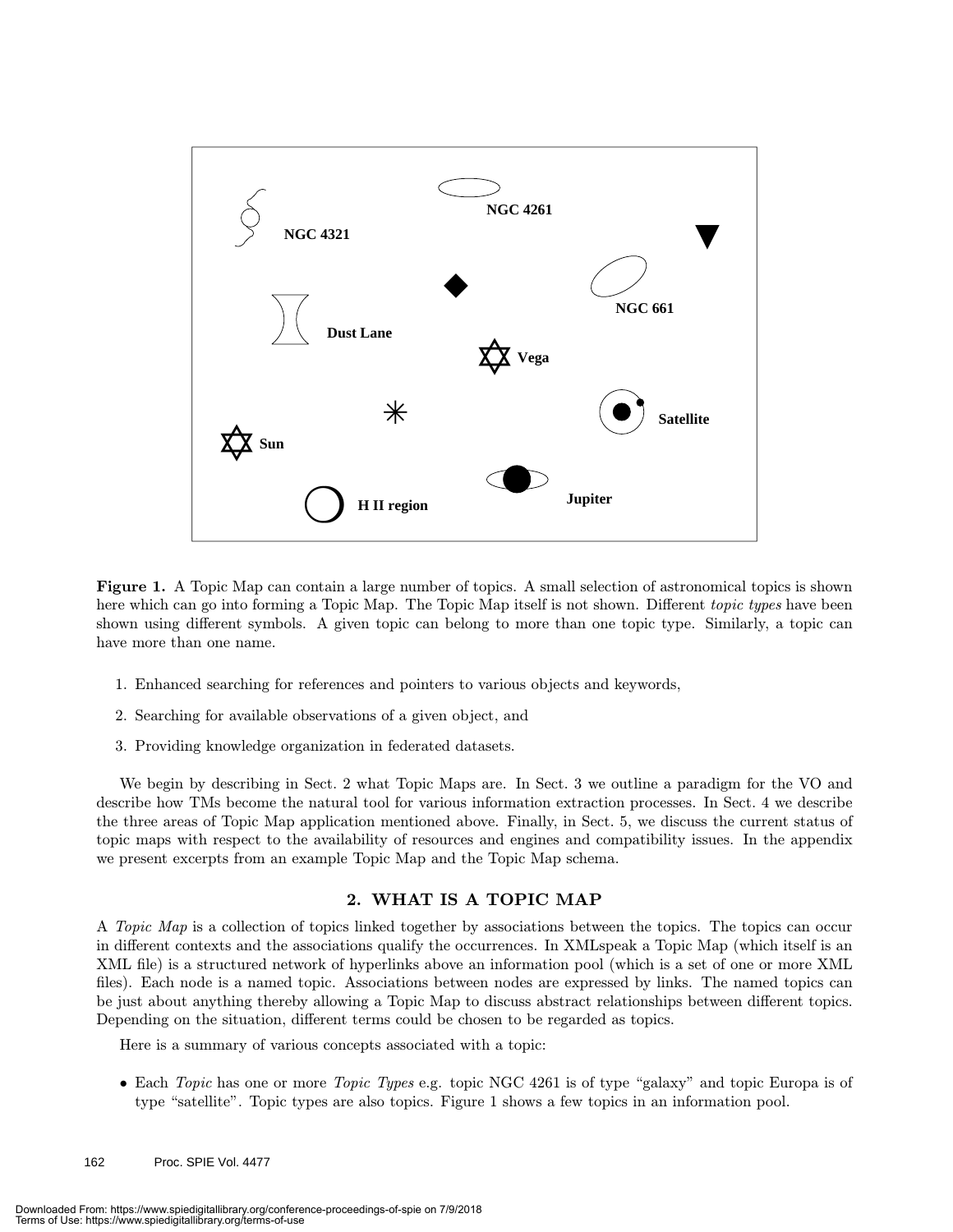**Figure 1.** A Topic Map can contain a large number of topics. A small selection of astronomical topics is shown here which can go into forming a Topic Map. The Topic Map itself is not shown. Different *topic types* have been shown using different symbols. A given topic can belong to more than one topic type. Similarly, a topic can have more than one name.

1. Enhanced searching for references and pointers to various objects and keywords,
2. Searching for available observations of a given object, and
3. Providing knowledge organization in federated datasets.

We begin by describing in Sect. 2 what Topic Maps are. In Sect. 3 we outline a paradigm for the VO and describe how TMs become the natural tool for various information extraction processes. In Sect. 4 we describe the three areas of Topic Map application mentioned above. Finally, in Sect. 5, we discuss the current status of topic maps with respect to the availability of resources and engines and compatibility issues. In the appendix we present excerpts from an example Topic Map and the Topic Map schema.

## 2. WHAT IS A TOPIC MAP

A *Topic Map* is a collection of topics linked together by associations between the topics. The topics can occur in different contexts and the associations qualify the occurrences. In XMLspeak a Topic Map (which itself is an XML file) is a structured network of hyperlinks above an information pool (which is a set of one or more XML files). Each node is a named topic. Associations between nodes are expressed by links. The named topics can be just about anything thereby allowing a Topic Map to discuss abstract relationships between different topics. Depending on the situation, different terms could be chosen to be regarded as topics.

Here is a summary of various concepts associated with a topic:

- Each *Topic* has one or more *Topic Types* e.g. topic NGC 4261 is of type "galaxy" and topic Europa is of type "satellite". Topic types are also topics. Figure 1 shows a few topics in an information pool.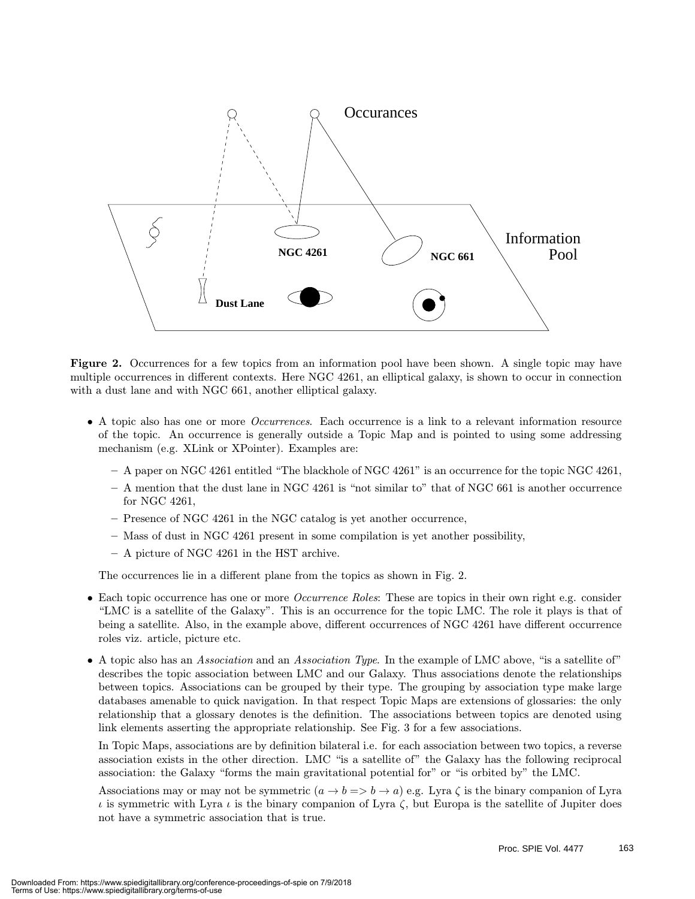**Figure 2.** Occurrences for a few topics from an information pool have been shown. A single topic may have multiple occurrences in different contexts. Here NGC 4261, an elliptical galaxy, is shown to occur in connection with a dust lane and with NGC 661, another elliptical galaxy.

- A topic also has one or more *Occurrences*. Each occurrence is a link to a relevant information resource of the topic. An occurrence is generally outside a Topic Map and is pointed to using some addressing mechanism (e.g. XLink or XPointer). Examples are:
  - A paper on NGC 4261 entitled "The blackhole of NGC 4261" is an occurrence for the topic NGC 4261,
  - A mention that the dust lane in NGC 4261 is "not similar to" that of NGC 661 is another occurrence for NGC 4261,
  - Presence of NGC 4261 in the NGC catalog is yet another occurrence,
  - Mass of dust in NGC 4261 present in some compilation is yet another possibility,
  - A picture of NGC 4261 in the HST archive.

  The occurrences lie in a different plane from the topics as shown in Fig. 2.

- Each topic occurrence has one or more *Occurrence Roles*: These are topics in their own right e.g. consider "LMC is a satellite of the Galaxy". This is an occurrence for the topic LMC. The role it plays is that of being a satellite. Also, in the example above, different occurrences of NGC 4261 have different occurrence roles viz. article, picture etc.

- A topic also has an *Association* and an *Association Type*. In the example of LMC above, "is a satellite of" describes the topic association between LMC and our Galaxy. Thus associations denote the relationships between topics. Associations can be grouped by their type. The grouping by association type make large databases amenable to quick navigation. In that respect Topic Maps are extensions of glossaries: the only relationship that a glossary denotes is the definition. The associations between topics are denoted using link elements asserting the appropriate relationship. See Fig. 3 for a few associations.

  In Topic Maps, associations are by definition bilateral i.e. for each association between two topics, a reverse association exists in the other direction. LMC "is a satellite of" the Galaxy has the following reciprocal association: the Galaxy "forms the main gravitational potential for" or "is orbited by" the LMC.

  Associations may or may not be symmetric ($a \rightarrow b => b \rightarrow a$) e.g. Lyra $\zeta$ is the binary companion of Lyra $\iota$ is symmetric with Lyra $\iota$ is the binary companion of Lyra $\zeta$, but Europa is the satellite of Jupiter does not have a symmetric association that is true.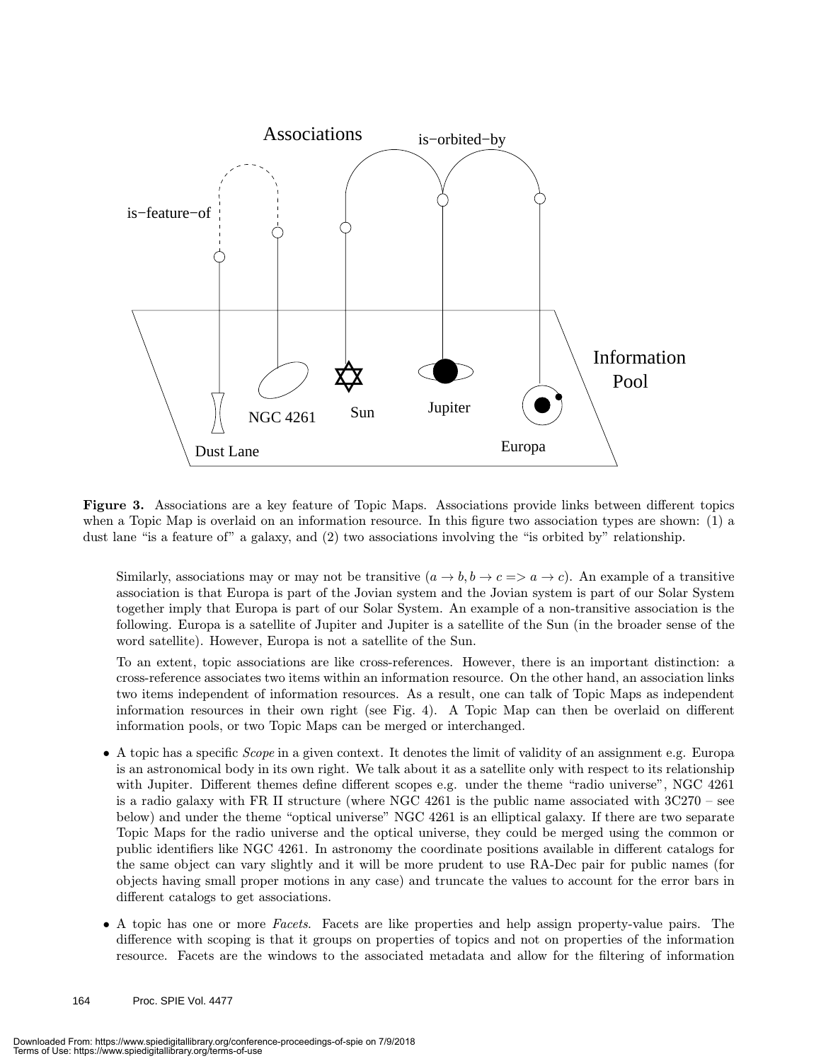**Figure 3.** Associations are a key feature of Topic Maps. Associations provide links between different topics when a Topic Map is overlaid on an information resource. In this figure two association types are shown: (1) a dust lane "is a feature of" a galaxy, and (2) two associations involving the "is orbited by" relationship.

Similarly, associations may or may not be transitive ($a \rightarrow b, b \rightarrow c => a \rightarrow c$). An example of a transitive association is that Europa is part of the Jovian system and the Jovian system is part of our Solar System together imply that Europa is part of our Solar System. An example of a non-transitive association is the following. Europa is a satellite of Jupiter and Jupiter is a satellite of the Sun (in the broader sense of the word satellite). However, Europa is not a satellite of the Sun.

To an extent, topic associations are like cross-references. However, there is an important distinction: a cross-reference associates two items within an information resource. On the other hand, an association links two items independent of information resources. As a result, one can talk of Topic Maps as independent information resources in their own right (see Fig. 4). A Topic Map can then be overlaid on different information pools, or two Topic Maps can be merged or interchanged.

- A topic has a specific *Scope* in a given context. It denotes the limit of validity of an assignment e.g. Europa is an astronomical body in its own right. We talk about it as a satellite only with respect to its relationship with Jupiter. Different themes define different scopes e.g. under the theme "radio universe", NGC 4261 is a radio galaxy with FR II structure (where NGC 4261 is the public name associated with 3C270 – see below) and under the theme "optical universe" NGC 4261 is an elliptical galaxy. If there are two separate Topic Maps for the radio universe and the optical universe, they could be merged using the common or public identifiers like NGC 4261. In astronomy the coordinate positions available in different catalogs for the same object can vary slightly and it will be more prudent to use RA-Dec pair for public names (for objects having small proper motions in any case) and truncate the values to account for the error bars in different catalogs to get associations.

- A topic has one or more *Facets*. Facets are like properties and help assign property-value pairs. The difference with scoping is that it groups on properties of topics and not on properties of the information resource. Facets are the windows to the associated metadata and allow for the filtering of information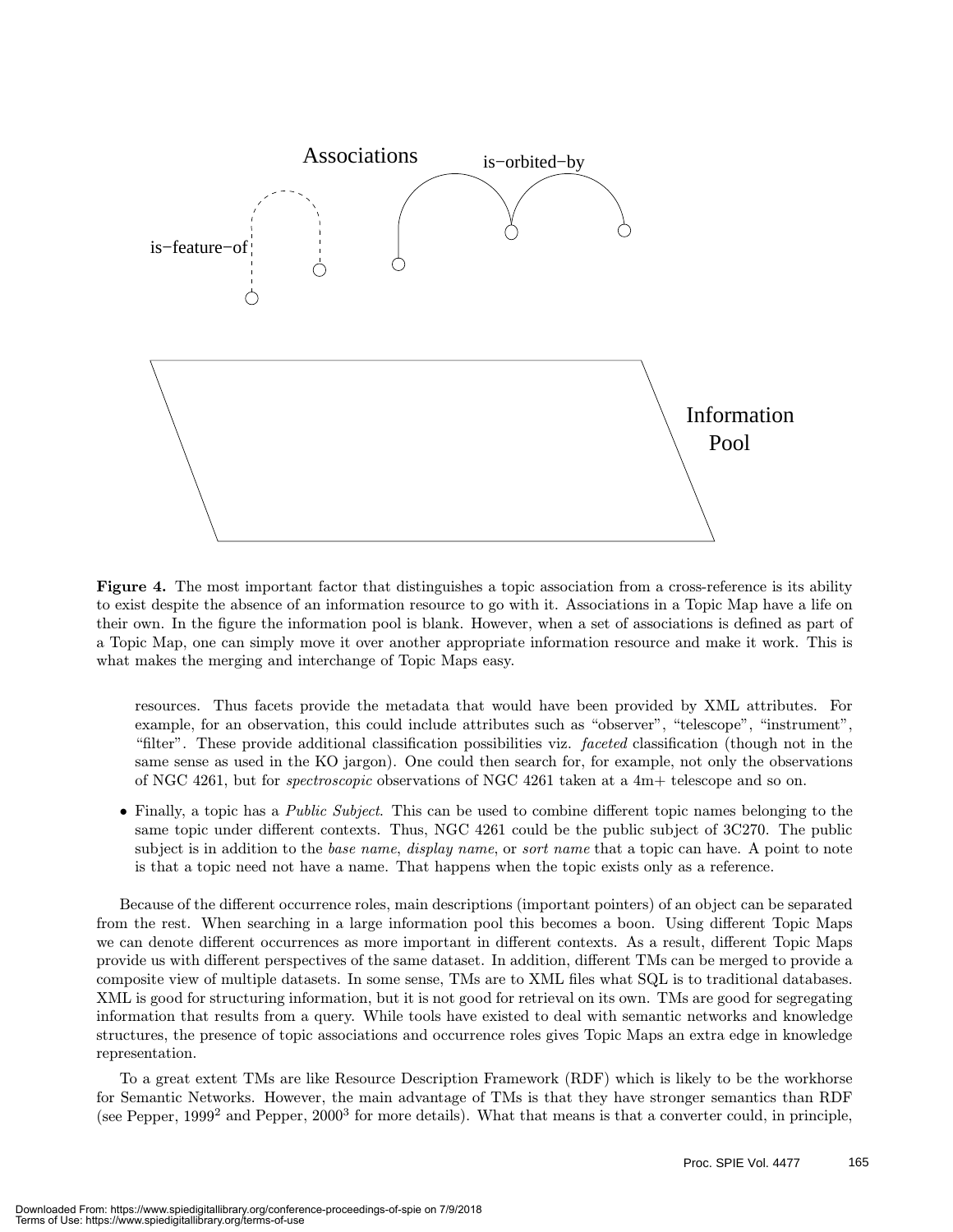Associations

is−orbited−by

is−feature−of

Information
Pool

**Figure 4.** The most important factor that distinguishes a topic association from a cross-reference is its ability to exist despite the absence of an information resource to go with it. Associations in a Topic Map have a life on their own. In the figure the information pool is blank. However, when a set of associations is defined as part of a Topic Map, one can simply move it over another appropriate information resource and make it work. This is what makes the merging and interchange of Topic Maps easy.

resources. Thus facets provide the metadata that would have been provided by XML attributes. For example, for an observation, this could include attributes such as "observer", "telescope", "instrument", "filter". These provide additional classification possibilities viz. *faceted* classification (though not in the same sense as used in the KO jargon). One could then search for, for example, not only the observations of NGC 4261, but for *spectroscopic* observations of NGC 4261 taken at a 4m+ telescope and so on.

- Finally, a topic has a *Public Subject*. This can be used to combine different topic names belonging to the same topic under different contexts. Thus, NGC 4261 could be the public subject of 3C270. The public subject is in addition to the *base name*, *display name*, or *sort name* that a topic can have. A point to note is that a topic need not have a name. That happens when the topic exists only as a reference.

Because of the different occurrence roles, main descriptions (important pointers) of an object can be separated from the rest. When searching in a large information pool this becomes a boon. Using different Topic Maps we can denote different occurrences as more important in different contexts. As a result, different Topic Maps provide us with different perspectives of the same dataset. In addition, different TMs can be merged to provide a composite view of multiple datasets. In some sense, TMs are to XML files what SQL is to traditional databases. XML is good for structuring information, but it is not good for retrieval on its own. TMs are good for segregating information that results from a query. While tools have existed to deal with semantic networks and knowledge structures, the presence of topic associations and occurrence roles gives Topic Maps an extra edge in knowledge representation.

To a great extent TMs are like Resource Description Framework (RDF) which is likely to be the workhorse for Semantic Networks. However, the main advantage of TMs is that they have stronger semantics than RDF (see Pepper, 1999[2] and Pepper, 2000[3] for more details). What that means is that a converter could, in principle,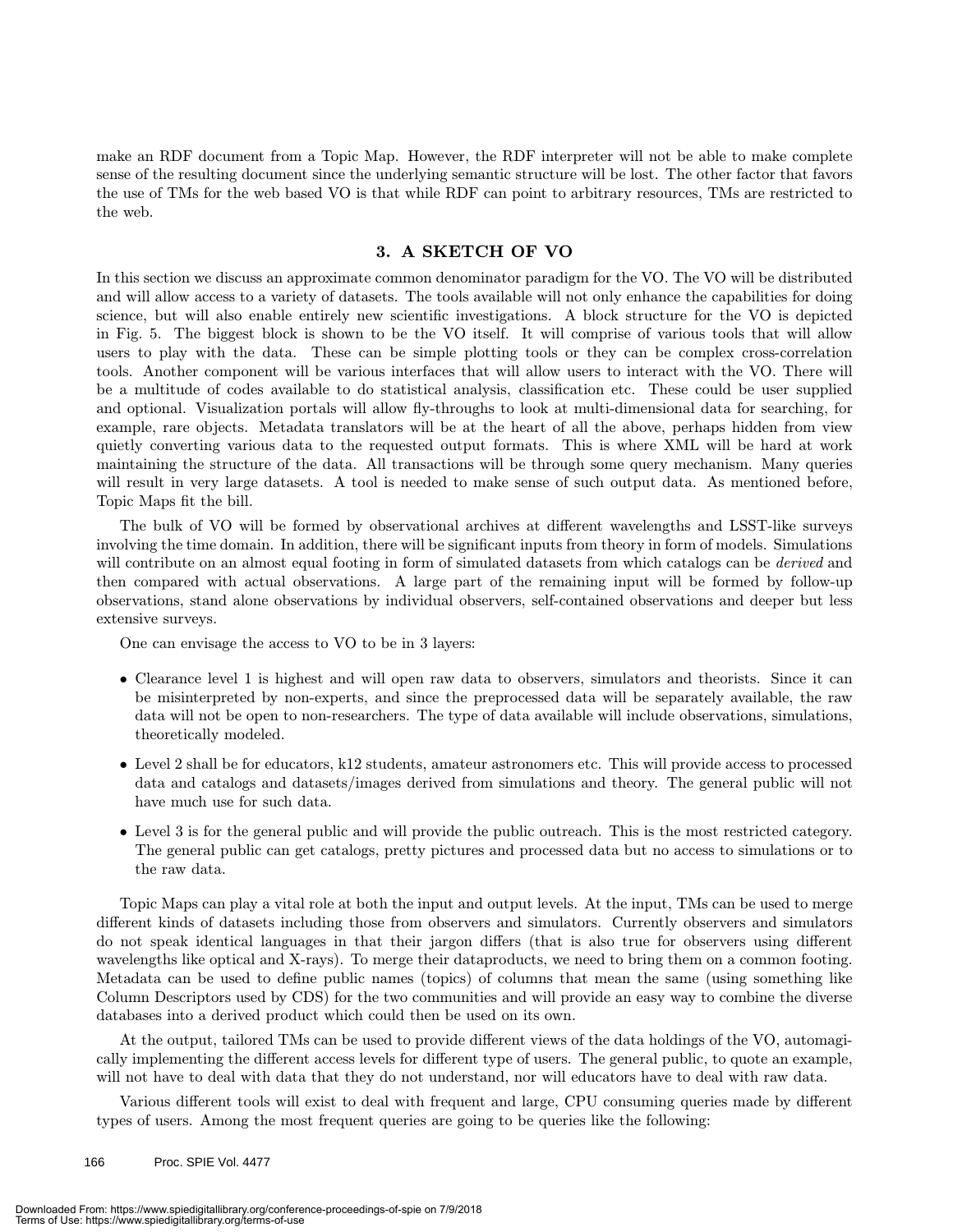make an RDF document from a Topic Map. However, the RDF interpreter will not be able to make complete sense of the resulting document since the underlying semantic structure will be lost. The other factor that favors the use of TMs for the web based VO is that while RDF can point to arbitrary resources, TMs are restricted to the web.

## 3. A SKETCH OF VO

In this section we discuss an approximate common denominator paradigm for the VO. The VO will be distributed and will allow access to a variety of datasets. The tools available will not only enhance the capabilities for doing science, but will also enable entirely new scientific investigations. A block structure for the VO is depicted in Fig. 5. The biggest block is shown to be the VO itself. It will comprise of various tools that will allow users to play with the data. These can be simple plotting tools or they can be complex cross-correlation tools. Another component will be various interfaces that will allow users to interact with the VO. There will be a multitude of codes available to do statistical analysis, classification etc. These could be user supplied and optional. Visualization portals will allow fly-throughs to look at multi-dimensional data for searching, for example, rare objects. Metadata translators will be at the heart of all the above, perhaps hidden from view quietly converting various data to the requested output formats. This is where XML will be hard at work maintaining the structure of the data. All transactions will be through some query mechanism. Many queries will result in very large datasets. A tool is needed to make sense of such output data. As mentioned before, Topic Maps fit the bill.

The bulk of VO will be formed by observational archives at different wavelengths and LSST-like surveys involving the time domain. In addition, there will be significant inputs from theory in form of models. Simulations will contribute on an almost equal footing in form of simulated datasets from which catalogs can be *derived* and then compared with actual observations. A large part of the remaining input will be formed by follow-up observations, stand alone observations by individual observers, self-contained observations and deeper but less extensive surveys.

One can envisage the access to VO to be in 3 layers:

- Clearance level 1 is highest and will open raw data to observers, simulators and theorists. Since it can be misinterpreted by non-experts, and since the preprocessed data will be separately available, the raw data will not be open to non-researchers. The type of data available will include observations, simulations, theoretically modeled.
- Level 2 shall be for educators, k12 students, amateur astronomers etc. This will provide access to processed data and catalogs and datasets/images derived from simulations and theory. The general public will not have much use for such data.
- Level 3 is for the general public and will provide the public outreach. This is the most restricted category. The general public can get catalogs, pretty pictures and processed data but no access to simulations or to the raw data.

Topic Maps can play a vital role at both the input and output levels. At the input, TMs can be used to merge different kinds of datasets including those from observers and simulators. Currently observers and simulators do not speak identical languages in that their jargon differs (that is also true for observers using different wavelengths like optical and X-rays). To merge their dataproducts, we need to bring them on a common footing. Metadata can be used to define public names (topics) of columns that mean the same (using something like Column Descriptors used by CDS) for the two communities and will provide an easy way to combine the diverse databases into a derived product which could then be used on its own.

At the output, tailored TMs can be used to provide different views of the data holdings of the VO, automagically implementing the different access levels for different type of users. The general public, to quote an example, will not have to deal with data that they do not understand, nor will educators have to deal with raw data.

Various different tools will exist to deal with frequent and large, CPU consuming queries made by different types of users. Among the most frequent queries are going to be queries like the following: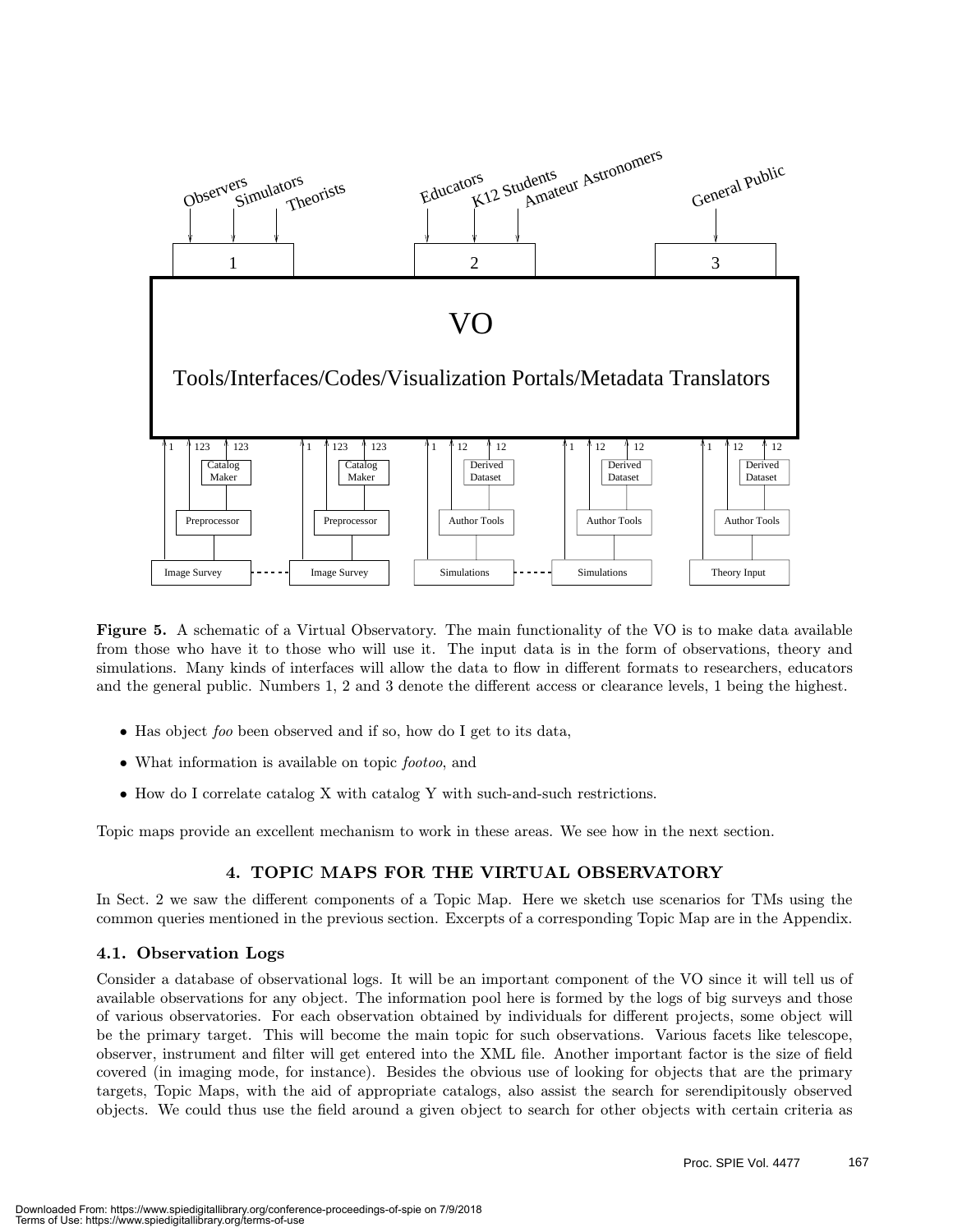**Figure 5.** A schematic of a Virtual Observatory. The main functionality of the VO is to make data available from those who have it to those who will use it. The input data is in the form of observations, theory and simulations. Many kinds of interfaces will allow the data to flow in different formats to researchers, educators and the general public. Numbers 1, 2 and 3 denote the different access or clearance levels, 1 being the highest.

- Has object *foo* been observed and if so, how do I get to its data,
- What information is available on topic *footoo*, and
- How do I correlate catalog X with catalog Y with such-and-such restrictions.

Topic maps provide an excellent mechanism to work in these areas. We see how in the next section.

## 4. TOPIC MAPS FOR THE VIRTUAL OBSERVATORY

In Sect. 2 we saw the different components of a Topic Map. Here we sketch use scenarios for TMs using the common queries mentioned in the previous section. Excerpts of a corresponding Topic Map are in the Appendix.

### 4.1. Observation Logs

Consider a database of observational logs. It will be an important component of the VO since it will tell us of available observations for any object. The information pool here is formed by the logs of big surveys and those of various observatories. For each observation obtained by individuals for different projects, some object will be the primary target. This will become the main topic for such observations. Various facets like telescope, observer, instrument and filter will get entered into the XML file. Another important factor is the size of field covered (in imaging mode, for instance). Besides the obvious use of looking for objects that are the primary targets, Topic Maps, with the aid of appropriate catalogs, also assist the search for serendipitously observed objects. We could thus use the field around a given object to search for other objects with certain criteria as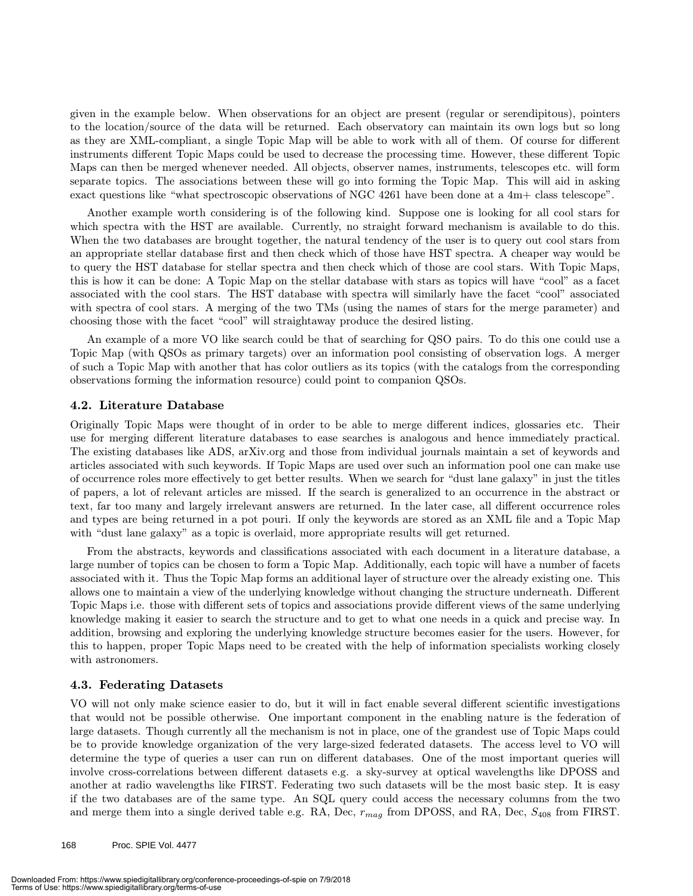given in the example below. When observations for an object are present (regular or serendipitous), pointers to the location/source of the data will be returned. Each observatory can maintain its own logs but so long as they are XML-compliant, a single Topic Map will be able to work with all of them. Of course for different instruments different Topic Maps could be used to decrease the processing time. However, these different Topic Maps can then be merged whenever needed. All objects, observer names, instruments, telescopes etc. will form separate topics. The associations between these will go into forming the Topic Map. This will aid in asking exact questions like "what spectroscopic observations of NGC 4261 have been done at a 4m+ class telescope".

Another example worth considering is of the following kind. Suppose one is looking for all cool stars for which spectra with the HST are available. Currently, no straight forward mechanism is available to do this. When the two databases are brought together, the natural tendency of the user is to query out cool stars from an appropriate stellar database first and then check which of those have HST spectra. A cheaper way would be to query the HST database for stellar spectra and then check which of those are cool stars. With Topic Maps, this is how it can be done: A Topic Map on the stellar database with stars as topics will have "cool" as a facet associated with the cool stars. The HST database with spectra will similarly have the facet "cool" associated with spectra of cool stars. A merging of the two TMs (using the names of stars for the merge parameter) and choosing those with the facet "cool" will straightaway produce the desired listing.

An example of a more VO like search could be that of searching for QSO pairs. To do this one could use a Topic Map (with QSOs as primary targets) over an information pool consisting of observation logs. A merger of such a Topic Map with another that has color outliers as its topics (with the catalogs from the corresponding observations forming the information resource) could point to companion QSOs.

### 4.2. Literature Database

Originally Topic Maps were thought of in order to be able to merge different indices, glossaries etc. Their use for merging different literature databases to ease searches is analogous and hence immediately practical. The existing databases like ADS, arXiv.org and those from individual journals maintain a set of keywords and articles associated with such keywords. If Topic Maps are used over such an information pool one can make use of occurrence roles more effectively to get better results. When we search for "dust lane galaxy" in just the titles of papers, a lot of relevant articles are missed. If the search is generalized to an occurrence in the abstract or text, far too many and largely irrelevant answers are returned. In the later case, all different occurrence roles and types are being returned in a pot pouri. If only the keywords are stored as an XML file and a Topic Map with "dust lane galaxy" as a topic is overlaid, more appropriate results will get returned.

From the abstracts, keywords and classifications associated with each document in a literature database, a large number of topics can be chosen to form a Topic Map. Additionally, each topic will have a number of facets associated with it. Thus the Topic Map forms an additional layer of structure over the already existing one. This allows one to maintain a view of the underlying knowledge without changing the structure underneath. Different Topic Maps i.e. those with different sets of topics and associations provide different views of the same underlying knowledge making it easier to search the structure and to get to what one needs in a quick and precise way. In addition, browsing and exploring the underlying knowledge structure becomes easier for the users. However, for this to happen, proper Topic Maps need to be created with the help of information specialists working closely with astronomers.

### 4.3. Federating Datasets

VO will not only make science easier to do, but it will in fact enable several different scientific investigations that would not be possible otherwise. One important component in the enabling nature is the federation of large datasets. Though currently all the mechanism is not in place, one of the grandest use of Topic Maps could be to provide knowledge organization of the very large-sized federated datasets. The access level to VO will determine the type of queries a user can run on different databases. One of the most important queries will involve cross-correlations between different datasets e.g. a sky-survey at optical wavelengths like DPOSS and another at radio wavelengths like FIRST. Federating two such datasets will be the most basic step. It is easy if the two databases are of the same type. An SQL query could access the necessary columns from the two and merge them into a single derived table e.g. RA, Dec, $r_{mag}$ from DPOSS, and RA, Dec, $S_{408}$ from FIRST.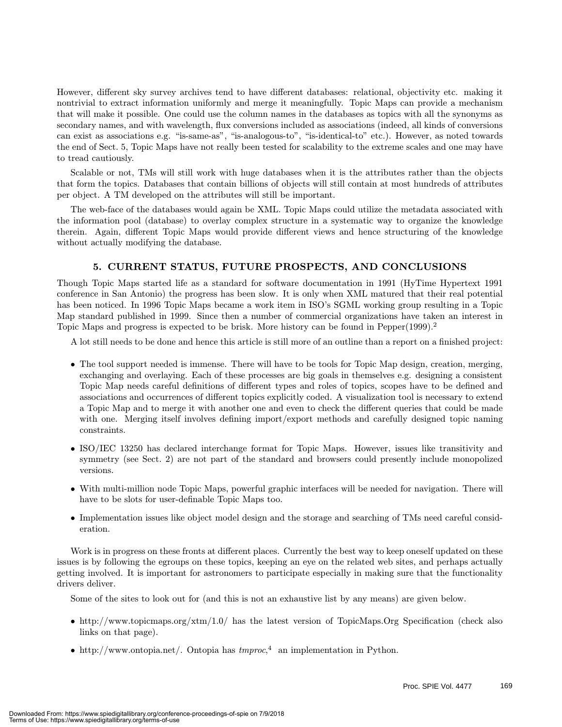However, different sky survey archives tend to have different databases: relational, objectivity etc. making it nontrivial to extract information uniformly and merge it meaningfully. Topic Maps can provide a mechanism that will make it possible. One could use the column names in the databases as topics with all the synonyms as secondary names, and with wavelength, flux conversions included as associations (indeed, all kinds of conversions can exist as associations e.g. "is-same-as", "is-analogous-to", "is-identical-to" etc.). However, as noted towards the end of Sect. 5, Topic Maps have not really been tested for scalability to the extreme scales and one may have to tread cautiously.

Scalable or not, TMs will still work with huge databases when it is the attributes rather than the objects that form the topics. Databases that contain billions of objects will still contain at most hundreds of attributes per object. A TM developed on the attributes will still be important.

The web-face of the databases would again be XML. Topic Maps could utilize the metadata associated with the information pool (database) to overlay complex structure in a systematic way to organize the knowledge therein. Again, different Topic Maps would provide different views and hence structuring of the knowledge without actually modifying the database.

## 5. CURRENT STATUS, FUTURE PROSPECTS, AND CONCLUSIONS

Though Topic Maps started life as a standard for software documentation in 1991 (HyTime Hypertext 1991 conference in San Antonio) the progress has been slow. It is only when XML matured that their real potential has been noticed. In 1996 Topic Maps became a work item in ISO's SGML working group resulting in a Topic Map standard published in 1999. Since then a number of commercial organizations have taken an interest in Topic Maps and progress is expected to be brisk. More history can be found in Pepper(1999).[2]

A lot still needs to be done and hence this article is still more of an outline than a report on a finished project:

- The tool support needed is immense. There will have to be tools for Topic Map design, creation, merging, exchanging and overlaying. Each of these processes are big goals in themselves e.g. designing a consistent Topic Map needs careful definitions of different types and roles of topics, scopes have to be defined and associations and occurrences of different topics explicitly coded. A visualization tool is necessary to extend a Topic Map and to merge it with another one and even to check the different queries that could be made with one. Merging itself involves defining import/export methods and carefully designed topic naming constraints.
- ISO/IEC 13250 has declared interchange format for Topic Maps. However, issues like transitivity and symmetry (see Sect. 2) are not part of the standard and browsers could presently include monopolized versions.
- With multi-million node Topic Maps, powerful graphic interfaces will be needed for navigation. There will have to be slots for user-definable Topic Maps too.
- Implementation issues like object model design and the storage and searching of TMs need careful consideration.

Work is in progress on these fronts at different places. Currently the best way to keep oneself updated on these issues is by following the egroups on these topics, keeping an eye on the related web sites, and perhaps actually getting involved. It is important for astronomers to participate especially in making sure that the functionality drivers deliver.

Some of the sites to look out for (and this is not an exhaustive list by any means) are given below.

- http://www.topicmaps.org/xtm/1.0/ has the latest version of TopicMaps.Org Specification (check also links on that page).
- http://www.ontopia.net/. Ontopia has *tmproc*,[4] an implementation in Python.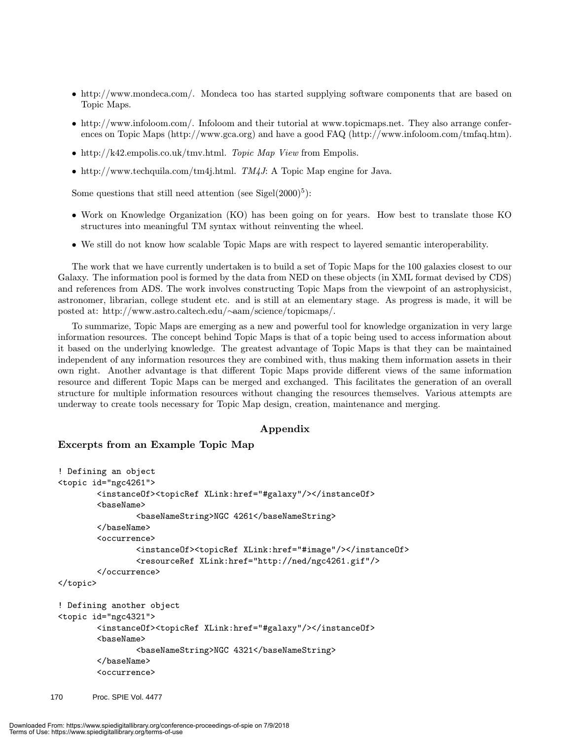- http://www.mondeca.com/. Mondeca too has started supplying software components that are based on Topic Maps.
- http://www.infoloom.com/. Infoloom and their tutorial at www.topicmaps.net. They also arrange conferences on Topic Maps (http://www.gca.org) and have a good FAQ (http://www.infoloom.com/tmfaq.htm).
- http://k42.empolis.co.uk/tmv.html. *Topic Map View* from Empolis.
- http://www.techquila.com/tm4j.html. *TM4J*: A Topic Map engine for Java.

Some questions that still need attention (see Sigel(2000)[5]):

- Work on Knowledge Organization (KO) has been going on for years. How best to translate those KO structures into meaningful TM syntax without reinventing the wheel.
- We still do not know how scalable Topic Maps are with respect to layered semantic interoperability.

The work that we have currently undertaken is to build a set of Topic Maps for the 100 galaxies closest to our Galaxy. The information pool is formed by the data from NED on these objects (in XML format devised by CDS) and references from ADS. The work involves constructing Topic Maps from the viewpoint of an astrophysicist, astronomer, librarian, college student etc. and is still at an elementary stage. As progress is made, it will be posted at: http://www.astro.caltech.edu/~aam/science/topicmaps/.

To summarize, Topic Maps are emerging as a new and powerful tool for knowledge organization in very large information resources. The concept behind Topic Maps is that of a topic being used to access information about it based on the underlying knowledge. The greatest advantage of Topic Maps is that they can be maintained independent of any information resources they are combined with, thus making them information assets in their own right. Another advantage is that different Topic Maps provide different views of the same information resource and different Topic Maps can be merged and exchanged. This facilitates the generation of an overall structure for multiple information resources without changing the resources themselves. Various attempts are underway to create tools necessary for Topic Map design, creation, maintenance and merging.

## Appendix

### Excerpts from an Example Topic Map

```
! Defining an object
<topic id="ngc4261">
        <instanceOf><topicRef XLink:href="#galaxy"/></instanceOf>
        <baseName>
                <baseNameString>NGC 4261</baseNameString>
        </baseName>
        <occurrence>
                <instanceOf><topicRef XLink:href="#image"/></instanceOf>
                <resourceRef XLink:href="http://ned/ngc4261.gif"/>
        </occurrence>
</topic>

! Defining another object
<topic id="ngc4321">
        <instanceOf><topicRef XLink:href="#galaxy"/></instanceOf>
        <baseName>
                <baseNameString>NGC 4321</baseNameString>
        </baseName>
        <occurrence>
```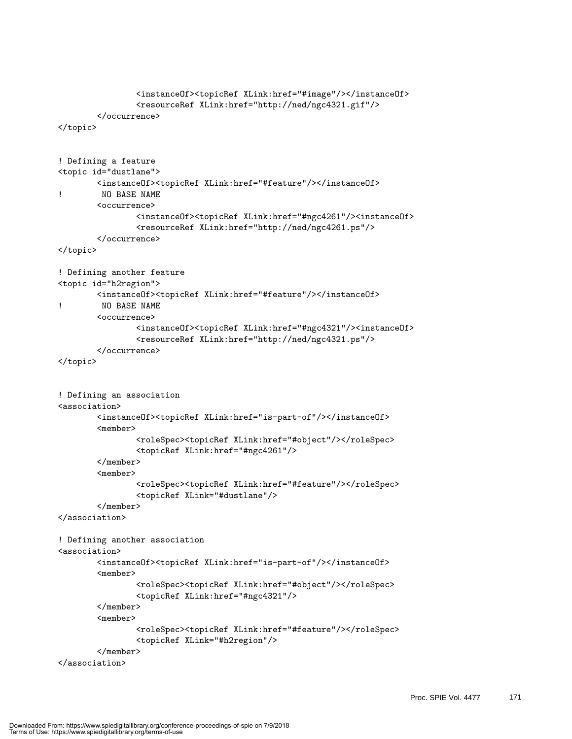```
                <instanceOf><topicRef XLink:href="#image"/></instanceOf>
                <resourceRef XLink:href="http://ned/ngc4321.gif"/>
        </occurrence>
</topic>


! Defining a feature
<topic id="dustlane">
        <instanceOf><topicRef XLink:href="#feature"/></instanceOf>
!        NO BASE NAME
        <occurrence>
                <instanceOf><topicRef XLink:href="#ngc4261"/><instanceOf>
                <resourceRef XLink:href="http://ned/ngc4261.ps"/>
        </occurrence>
</topic>

! Defining another feature
<topic id="h2region">
        <instanceOf><topicRef XLink:href="#feature"/></instanceOf>
!        NO BASE NAME
        <occurrence>
                <instanceOf><topicRef XLink:href="#ngc4321"/><instanceOf>
                <resourceRef XLink:href="http://ned/ngc4321.ps"/>
        </occurrence>
</topic>


! Defining an association
<association>
        <instanceOf><topicRef XLink:href="is-part-of"/></instanceOf>
        <member>
                <roleSpec><topicRef XLink:href="#object"/></roleSpec>
                <topicRef XLink:href="#ngc4261"/>
        </member>
        <member>
                <roleSpec><topicRef XLink:href="#feature"/></roleSpec>
                <topicRef XLink="#dustlane"/>
        </member>
</association>

! Defining another association
<association>
        <instanceOf><topicRef XLink:href="is-part-of"/></instanceOf>
        <member>
                <roleSpec><topicRef XLink:href="#object"/></roleSpec>
                <topicRef XLink:href="#ngc4321"/>
        </member>
        <member>
                <roleSpec><topicRef XLink:href="#feature"/></roleSpec>
                <topicRef XLink="#h2region"/>
        </member>
</association>
```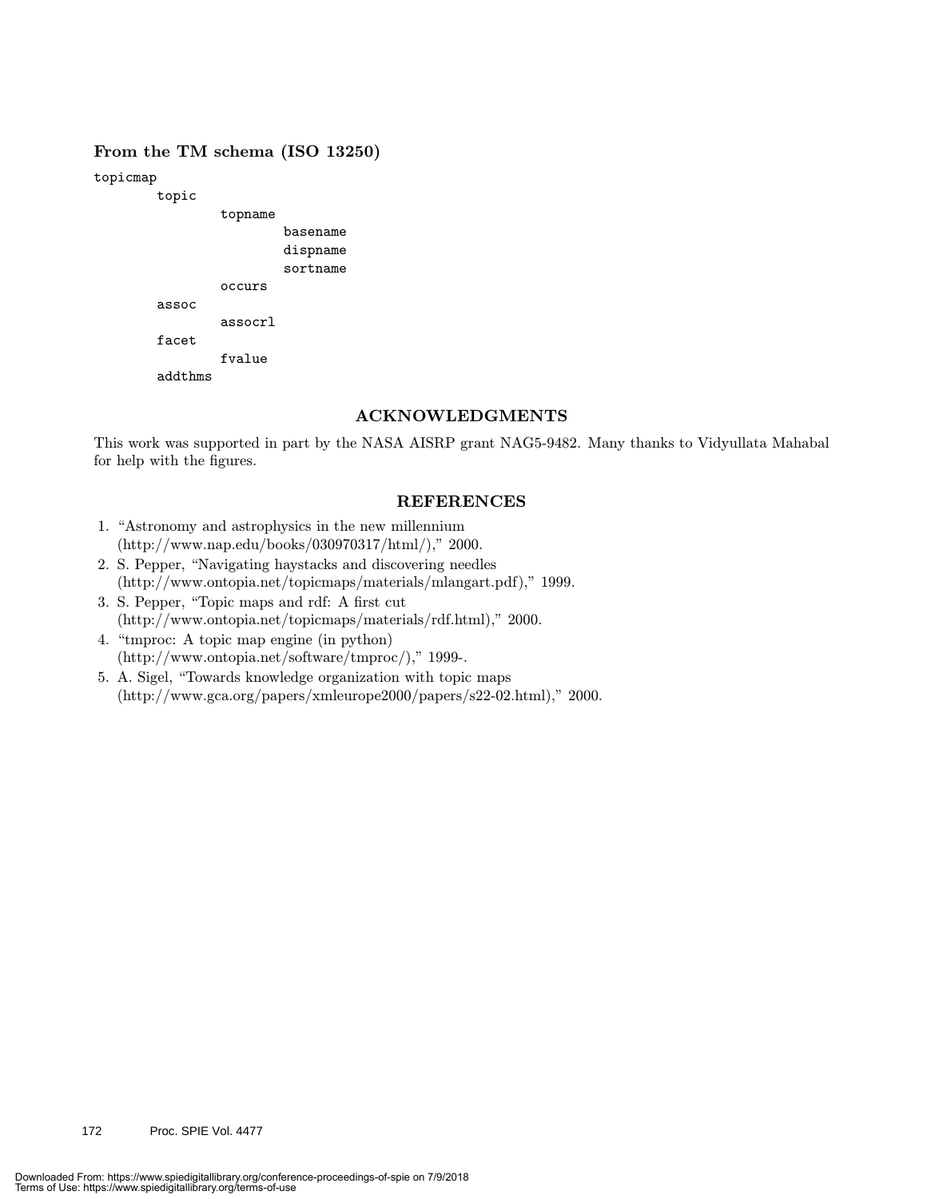**From the TM schema (ISO 13250)**

```
topicmap
        topic
                topname
                        basename
                        dispname
                        sortname
                occurs
        assoc
                assocrl
        facet
                fvalue
        addthms
```

## ACKNOWLEDGMENTS

This work was supported in part by the NASA AISRP grant NAG5-9482. Many thanks to Vidyullata Mahabal for help with the figures.

## REFERENCES

1. "Astronomy and astrophysics in the new millennium (http://www.nap.edu/books/030970317/html/)," 2000.
2. S. Pepper, "Navigating haystacks and discovering needles (http://www.ontopia.net/topicmaps/materials/mlangart.pdf)," 1999.
3. S. Pepper, "Topic maps and rdf: A first cut (http://www.ontopia.net/topicmaps/materials/rdf.html)," 2000.
4. "tmproc: A topic map engine (in python) (http://www.ontopia.net/software/tmproc/)," 1999-.
5. A. Sigel, "Towards knowledge organization with topic maps (http://www.gca.org/papers/xmleurope2000/papers/s22-02.html)," 2000.